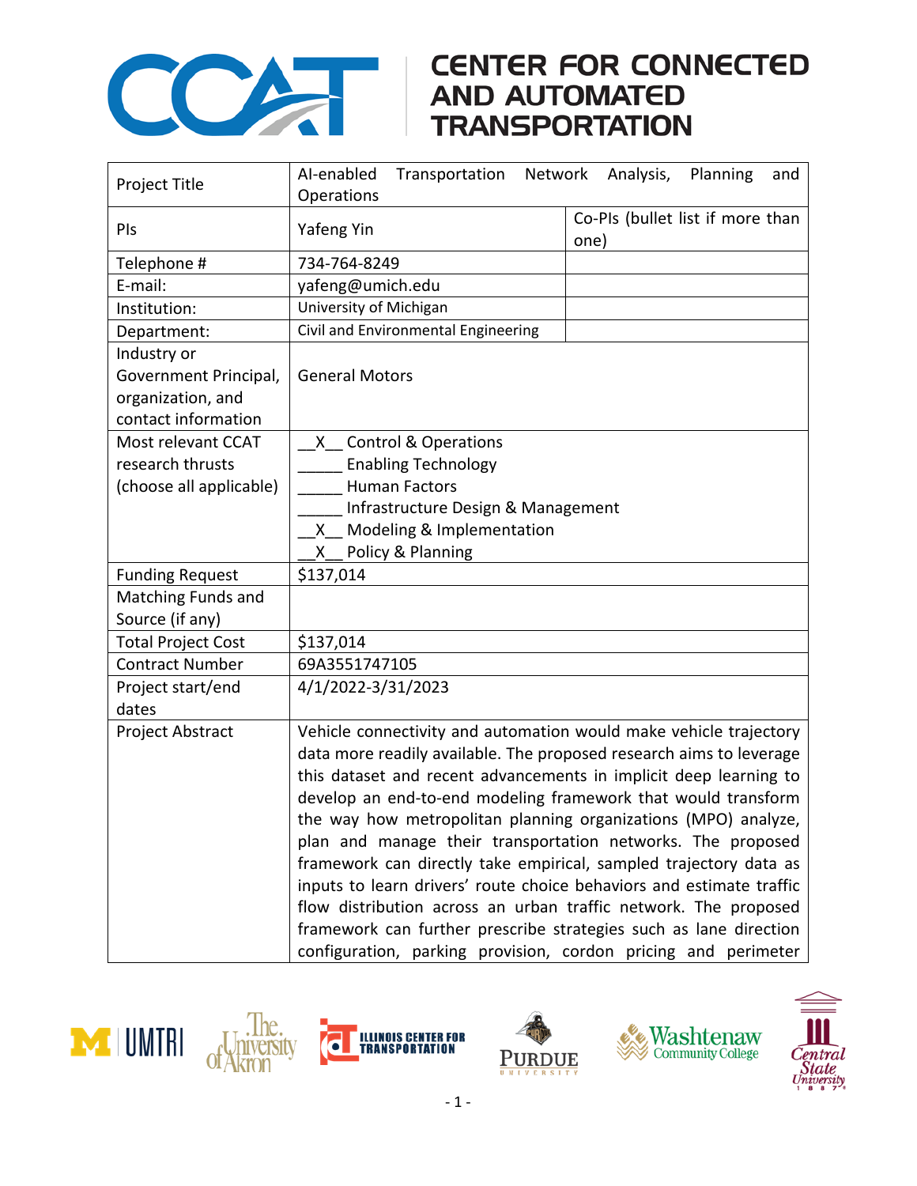# CENTER FOR CONNECTED AND AUTOMATED TRANSPORTATION

| Project Title | AI-enabled Transportation Network Analysis, Planning and Operations | |
|---|---|---|
| PIs | Yafeng Yin | Co-PIs (bullet list if more than one) |
| Telephone # | 734-764-8249 | |
| E-mail: | yafeng@umich.edu | |
| Institution: | University of Michigan | |
| Department: | Civil and Environmental Engineering | |
| Industry or Government Principal, organization, and contact information | General Motors | |
| Most relevant CCAT research thrusts (choose all applicable) | __X__ Control & Operations<br>_____ Enabling Technology<br>_____ Human Factors<br>_____ Infrastructure Design & Management<br>__X__ Modeling & Implementation<br>__X__ Policy & Planning | |
| Funding Request | $137,014 | |
| Matching Funds and Source (if any) | | |
| Total Project Cost | $137,014 | |
| Contract Number | 69A3551747105 | |
| Project start/end dates | 4/1/2022-3/31/2023 | |
| Project Abstract | Vehicle connectivity and automation would make vehicle trajectory data more readily available. The proposed research aims to leverage this dataset and recent advancements in implicit deep learning to develop an end-to-end modeling framework that would transform the way how metropolitan planning organizations (MPO) analyze, plan and manage their transportation networks. The proposed framework can directly take empirical, sampled trajectory data as inputs to learn drivers' route choice behaviors and estimate traffic flow distribution across an urban traffic network. The proposed framework can further prescribe strategies such as lane direction configuration, parking provision, cordon pricing and perimeter | |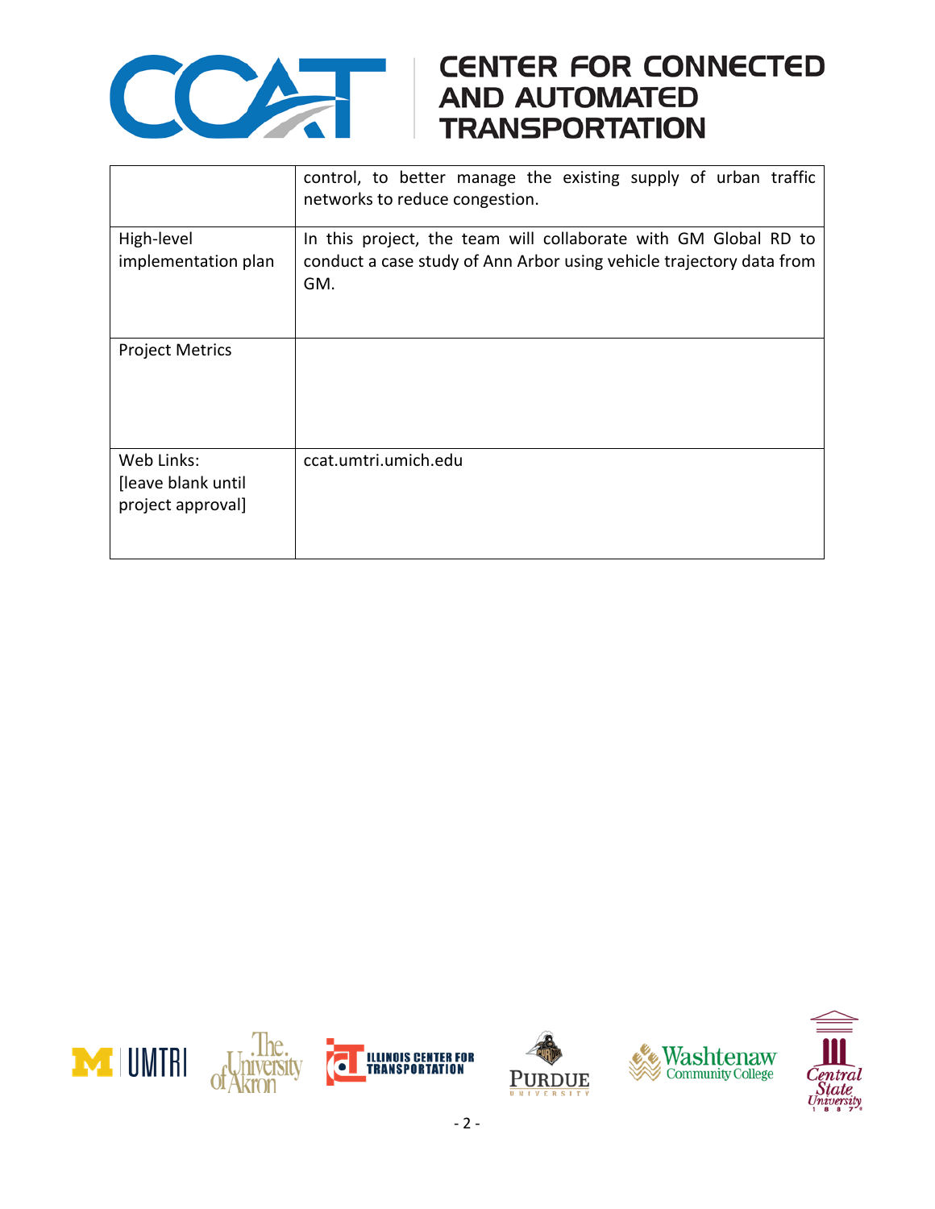| | |
|---|---|
| | control, to better manage the existing supply of urban traffic networks to reduce congestion. |
| High-level implementation plan | In this project, the team will collaborate with GM Global RD to conduct a case study of Ann Arbor using vehicle trajectory data from GM. |
| Project Metrics | |
| Web Links: [leave blank until project approval] | ccat.umtri.umich.edu |